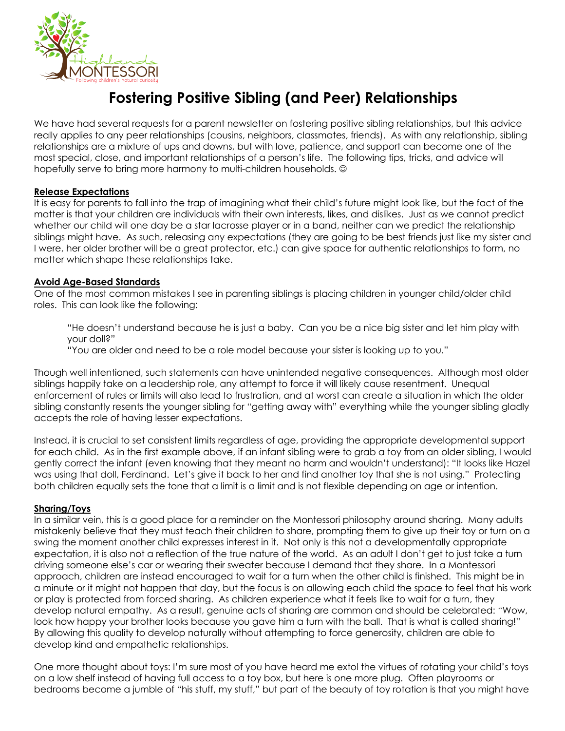# Fostering Positive Sibling (and Peer) Relationships

We have had several requests for a parent newsletter on fostering positive sibling relationships, but this advice really applies to any peer relationships (cousins, neighbors, classmates, friends). As with any relationship, sibling relationships are a mixture of ups and downs, but with love, patience, and support can become one of the most special, close, and important relationships of a person's life. The following tips, tricks, and advice will hopefully serve to bring more harmony to multi-children households. ☺

**Release Expectations**

It is easy for parents to fall into the trap of imagining what their child's future might look like, but the fact of the matter is that your children are individuals with their own interests, likes, and dislikes. Just as we cannot predict whether our child will one day be a star lacrosse player or in a band, neither can we predict the relationship siblings might have. As such, releasing any expectations (they are going to be best friends just like my sister and I were, her older brother will be a great protector, etc.) can give space for authentic relationships to form, no matter which shape these relationships take.

**Avoid Age-Based Standards**

One of the most common mistakes I see in parenting siblings is placing children in younger child/older child roles. This can look like the following:

> "He doesn't understand because he is just a baby. Can you be a nice big sister and let him play with your doll?"
> "You are older and need to be a role model because your sister is looking up to you."

Though well intentioned, such statements can have unintended negative consequences. Although most older siblings happily take on a leadership role, any attempt to force it will likely cause resentment. Unequal enforcement of rules or limits will also lead to frustration, and at worst can create a situation in which the older sibling constantly resents the younger sibling for "getting away with" everything while the younger sibling gladly accepts the role of having lesser expectations.

Instead, it is crucial to set consistent limits regardless of age, providing the appropriate developmental support for each child. As in the first example above, if an infant sibling were to grab a toy from an older sibling, I would gently correct the infant (even knowing that they meant no harm and wouldn't understand): "It looks like Hazel was using that doll, Ferdinand. Let's give it back to her and find another toy that she is not using." Protecting both children equally sets the tone that a limit is a limit and is not flexible depending on age or intention.

**Sharing/Toys**

In a similar vein, this is a good place for a reminder on the Montessori philosophy around sharing. Many adults mistakenly believe that they must teach their children to share, prompting them to give up their toy or turn on a swing the moment another child expresses interest in it. Not only is this not a developmentally appropriate expectation, it is also not a reflection of the true nature of the world. As an adult I don't get to just take a turn driving someone else's car or wearing their sweater because I demand that they share. In a Montessori approach, children are instead encouraged to wait for a turn when the other child is finished. This might be in a minute or it might not happen that day, but the focus is on allowing each child the space to feel that his work or play is protected from forced sharing. As children experience what it feels like to wait for a turn, they develop natural empathy. As a result, genuine acts of sharing are common and should be celebrated: "Wow, look how happy your brother looks because you gave him a turn with the ball. That is what is called sharing!" By allowing this quality to develop naturally without attempting to force generosity, children are able to develop kind and empathetic relationships.

One more thought about toys: I'm sure most of you have heard me extol the virtues of rotating your child's toys on a low shelf instead of having full access to a toy box, but here is one more plug. Often playrooms or bedrooms become a jumble of "his stuff, my stuff," but part of the beauty of toy rotation is that you might have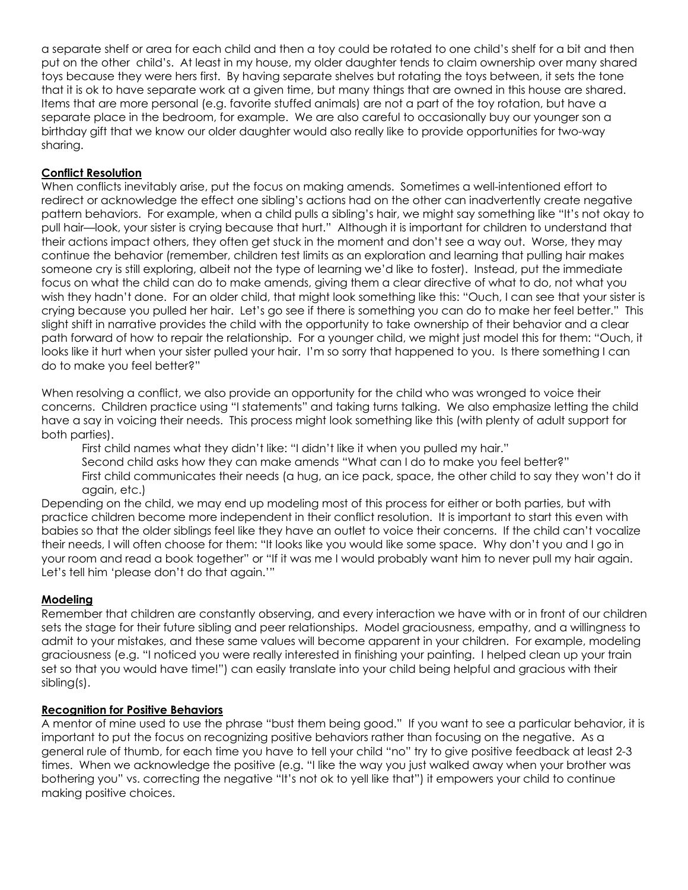a separate shelf or area for each child and then a toy could be rotated to one child's shelf for a bit and then put on the other child's. At least in my house, my older daughter tends to claim ownership over many shared toys because they were hers first. By having separate shelves but rotating the toys between, it sets the tone that it is ok to have separate work at a given time, but many things that are owned in this house are shared. Items that are more personal (e.g. favorite stuffed animals) are not a part of the toy rotation, but have a separate place in the bedroom, for example. We are also careful to occasionally buy our younger son a birthday gift that we know our older daughter would also really like to provide opportunities for two-way sharing.

**Conflict Resolution**

When conflicts inevitably arise, put the focus on making amends. Sometimes a well-intentioned effort to redirect or acknowledge the effect one sibling's actions had on the other can inadvertently create negative pattern behaviors. For example, when a child pulls a sibling's hair, we might say something like "It's not okay to pull hair—look, your sister is crying because that hurt." Although it is important for children to understand that their actions impact others, they often get stuck in the moment and don't see a way out. Worse, they may continue the behavior (remember, children test limits as an exploration and learning that pulling hair makes someone cry is still exploring, albeit not the type of learning we'd like to foster). Instead, put the immediate focus on what the child can do to make amends, giving them a clear directive of what to do, not what you wish they hadn't done. For an older child, that might look something like this: "Ouch, I can see that your sister is crying because you pulled her hair. Let's go see if there is something you can do to make her feel better." This slight shift in narrative provides the child with the opportunity to take ownership of their behavior and a clear path forward of how to repair the relationship. For a younger child, we might just model this for them: "Ouch, it looks like it hurt when your sister pulled your hair. I'm so sorry that happened to you. Is there something I can do to make you feel better?"

When resolving a conflict, we also provide an opportunity for the child who was wronged to voice their concerns. Children practice using "I statements" and taking turns talking. We also emphasize letting the child have a say in voicing their needs. This process might look something like this (with plenty of adult support for both parties).

> First child names what they didn't like: "I didn't like it when you pulled my hair."
> Second child asks how they can make amends "What can I do to make you feel better?"
> First child communicates their needs (a hug, an ice pack, space, the other child to say they won't do it again, etc.)

Depending on the child, we may end up modeling most of this process for either or both parties, but with practice children become more independent in their conflict resolution. It is important to start this even with babies so that the older siblings feel like they have an outlet to voice their concerns. If the child can't vocalize their needs, I will often choose for them: "It looks like you would like some space. Why don't you and I go in your room and read a book together" or "If it was me I would probably want him to never pull my hair again. Let's tell him 'please don't do that again.'"

**Modeling**

Remember that children are constantly observing, and every interaction we have with or in front of our children sets the stage for their future sibling and peer relationships. Model graciousness, empathy, and a willingness to admit to your mistakes, and these same values will become apparent in your children. For example, modeling graciousness (e.g. "I noticed you were really interested in finishing your painting. I helped clean up your train set so that you would have time!") can easily translate into your child being helpful and gracious with their sibling(s).

**Recognition for Positive Behaviors**

A mentor of mine used to use the phrase "bust them being good." If you want to see a particular behavior, it is important to put the focus on recognizing positive behaviors rather than focusing on the negative. As a general rule of thumb, for each time you have to tell your child "no" try to give positive feedback at least 2-3 times. When we acknowledge the positive (e.g. "I like the way you just walked away when your brother was bothering you" vs. correcting the negative "It's not ok to yell like that") it empowers your child to continue making positive choices.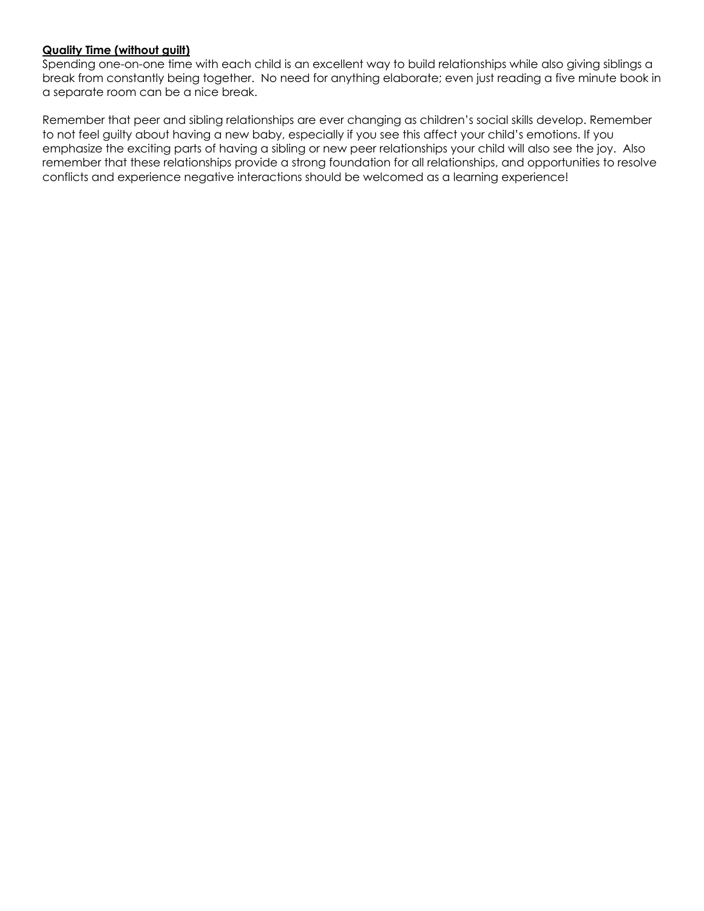**Quality Time (without guilt)**

Spending one-on-one time with each child is an excellent way to build relationships while also giving siblings a break from constantly being together. No need for anything elaborate; even just reading a five minute book in a separate room can be a nice break.

Remember that peer and sibling relationships are ever changing as children's social skills develop. Remember to not feel guilty about having a new baby, especially if you see this affect your child's emotions. If you emphasize the exciting parts of having a sibling or new peer relationships your child will also see the joy. Also remember that these relationships provide a strong foundation for all relationships, and opportunities to resolve conflicts and experience negative interactions should be welcomed as a learning experience!